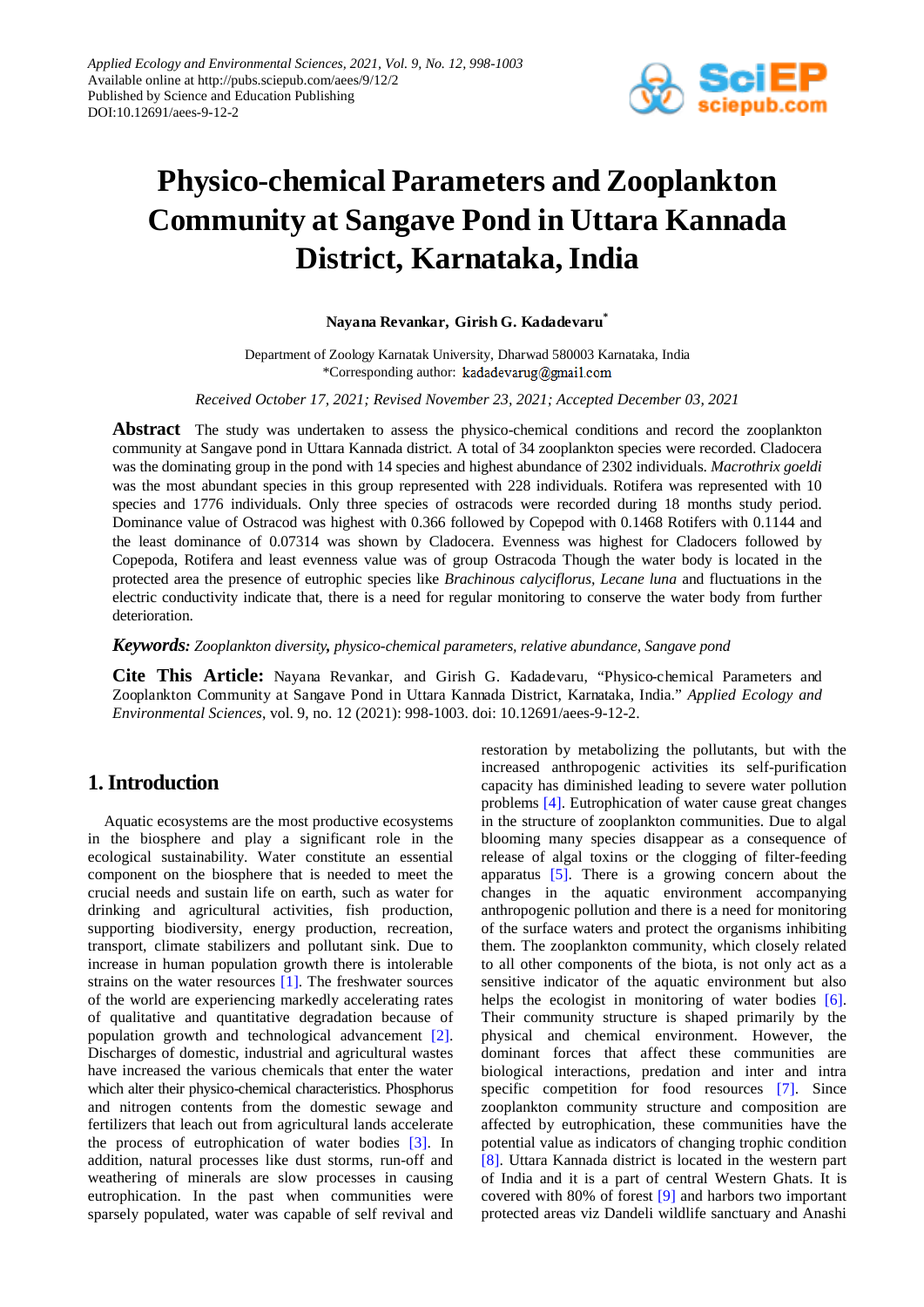# Physico-chemical Parameters and Zooplankton Community at Sangave Pond in Uttara Kannada District, Karnataka, India

**Nayana Revankar, Girish G. Kadadevaru***

Department of Zoology Karnatak University, Dharwad 580003 Karnataka, India
*Corresponding author: kadadevarug@gmail.com

*Received October 17, 2021; Revised November 23, 2021; Accepted December 03, 2021*

**Abstract** The study was undertaken to assess the physico-chemical conditions and record the zooplankton community at Sangave pond in Uttara Kannada district. A total of 34 zooplankton species were recorded. Cladocera was the dominating group in the pond with 14 species and highest abundance of 2302 individuals. *Macrothrix goeldi* was the most abundant species in this group represented with 228 individuals. Rotifera was represented with 10 species and 1776 individuals. Only three species of ostracods were recorded during 18 months study period. Dominance value of Ostracod was highest with 0.366 followed by Copepod with 0.1468 Rotifers with 0.1144 and the least dominance of 0.07314 was shown by Cladocera. Evenness was highest for Cladocers followed by Copepoda, Rotifera and least evenness value was of group Ostracoda Though the water body is located in the protected area the presence of eutrophic species like *Brachinous calyciflorus*, *Lecane luna* and fluctuations in the electric conductivity indicate that, there is a need for regular monitoring to conserve the water body from further deterioration.

***Keywords:*** *Zooplankton diversity, physico-chemical parameters, relative abundance, Sangave pond*

**Cite This Article:** Nayana Revankar, and Girish G. Kadadevaru, "Physico-chemical Parameters and Zooplankton Community at Sangave Pond in Uttara Kannada District, Karnataka, India." *Applied Ecology and Environmental Sciences*, vol. 9, no. 12 (2021): 998-1003. doi: 10.12691/aees-9-12-2.

## 1. Introduction

Aquatic ecosystems are the most productive ecosystems in the biosphere and play a significant role in the ecological sustainability. Water constitute an essential component on the biosphere that is needed to meet the crucial needs and sustain life on earth, such as water for drinking and agricultural activities, fish production, supporting biodiversity, energy production, recreation, transport, climate stabilizers and pollutant sink. Due to increase in human population growth there is intolerable strains on the water resources [1]. The freshwater sources of the world are experiencing markedly accelerating rates of qualitative and quantitative degradation because of population growth and technological advancement [2]. Discharges of domestic, industrial and agricultural wastes have increased the various chemicals that enter the water which alter their physico-chemical characteristics. Phosphorus and nitrogen contents from the domestic sewage and fertilizers that leach out from agricultural lands accelerate the process of eutrophication of water bodies [3]. In addition, natural processes like dust storms, run-off and weathering of minerals are slow processes in causing eutrophication. In the past when communities were sparsely populated, water was capable of self revival and restoration by metabolizing the pollutants, but with the increased anthropogenic activities its self-purification capacity has diminished leading to severe water pollution problems [4]. Eutrophication of water cause great changes in the structure of zooplankton communities. Due to algal blooming many species disappear as a consequence of release of algal toxins or the clogging of filter-feeding apparatus [5]. There is a growing concern about the changes in the aquatic environment accompanying anthropogenic pollution and there is a need for monitoring of the surface waters and protect the organisms inhibiting them. The zooplankton community, which closely related to all other components of the biota, is not only act as a sensitive indicator of the aquatic environment but also helps the ecologist in monitoring of water bodies [6]. Their community structure is shaped primarily by the physical and chemical environment. However, the dominant forces that affect these communities are biological interactions, predation and inter and intra specific competition for food resources [7]. Since zooplankton community structure and composition are affected by eutrophication, these communities have the potential value as indicators of changing trophic condition [8]. Uttara Kannada district is located in the western part of India and it is a part of central Western Ghats. It is covered with 80% of forest [9] and harbors two important protected areas viz Dandeli wildlife sanctuary and Anashi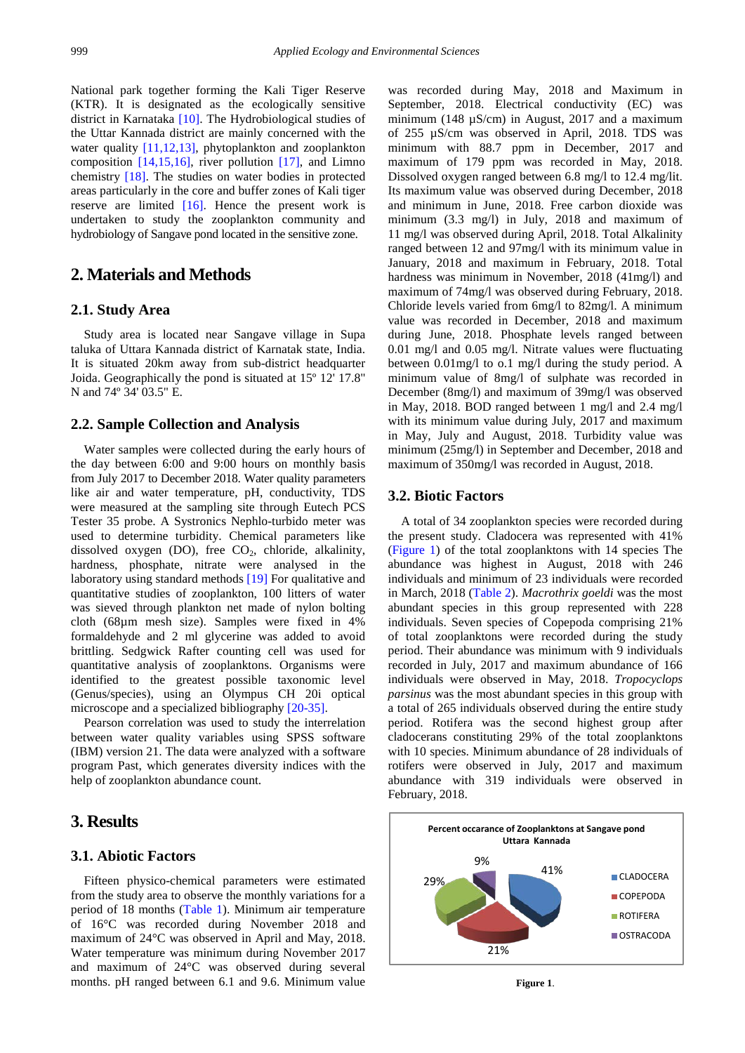National park together forming the Kali Tiger Reserve (KTR). It is designated as the ecologically sensitive district in Karnataka [10]. The Hydrobiological studies of the Uttar Kannada district are mainly concerned with the water quality [11,12,13], phytoplankton and zooplankton composition [14,15,16], river pollution [17], and Limno chemistry [18]. The studies on water bodies in protected areas particularly in the core and buffer zones of Kali tiger reserve are limited [16]. Hence the present work is undertaken to study the zooplankton community and hydrobiology of Sangave pond located in the sensitive zone.

## 2. Materials and Methods

### 2.1. Study Area

Study area is located near Sangave village in Supa taluka of Uttara Kannada district of Karnatak state, India. It is situated 20km away from sub-district headquarter Joida. Geographically the pond is situated at 15º 12' 17.8" N and 74º 34' 03.5" E.

### 2.2. Sample Collection and Analysis

Water samples were collected during the early hours of the day between 6:00 and 9:00 hours on monthly basis from July 2017 to December 2018. Water quality parameters like air and water temperature, pH, conductivity, TDS were measured at the sampling site through Eutech PCS Tester 35 probe. A Systronics Nephlo-turbido meter was used to determine turbidity. Chemical parameters like dissolved oxygen (DO), free $CO_2$, chloride, alkalinity, hardness, phosphate, nitrate were analysed in the laboratory using standard methods [19] For qualitative and quantitative studies of zooplankton, 100 litters of water was sieved through plankton net made of nylon bolting cloth (68µm mesh size). Samples were fixed in 4% formaldehyde and 2 ml glycerine was added to avoid brittling. Sedgwick Rafter counting cell was used for quantitative analysis of zooplanktons. Organisms were identified to the greatest possible taxonomic level (Genus/species), using an Olympus CH 20i optical microscope and a specialized bibliography [20-35].

Pearson correlation was used to study the interrelation between water quality variables using SPSS software (IBM) version 21. The data were analyzed with a software program Past, which generates diversity indices with the help of zooplankton abundance count.

## 3. Results

### 3.1. Abiotic Factors

Fifteen physico-chemical parameters were estimated from the study area to observe the monthly variations for a period of 18 months (Table 1). Minimum air temperature of 16°C was recorded during November 2018 and maximum of 24°C was observed in April and May, 2018. Water temperature was minimum during November 2017 and maximum of 24°C was observed during several months. pH ranged between 6.1 and 9.6. Minimum value was recorded during May, 2018 and Maximum in September, 2018. Electrical conductivity (EC) was minimum (148 µS/cm) in August, 2017 and a maximum of 255 µS/cm was observed in April, 2018. TDS was minimum with 88.7 ppm in December, 2017 and maximum of 179 ppm was recorded in May, 2018. Dissolved oxygen ranged between 6.8 mg/l to 12.4 mg/lit. Its maximum value was observed during December, 2018 and minimum in June, 2018. Free carbon dioxide was minimum (3.3 mg/l) in July, 2018 and maximum of 11 mg/l was observed during April, 2018. Total Alkalinity ranged between 12 and 97mg/l with its minimum value in January, 2018 and maximum in February, 2018. Total hardness was minimum in November, 2018 (41mg/l) and maximum of 74mg/l was observed during February, 2018. Chloride levels varied from 6mg/l to 82mg/l. A minimum value was recorded in December, 2018 and maximum during June, 2018. Phosphate levels ranged between 0.01 mg/l and 0.05 mg/l. Nitrate values were fluctuating between 0.01mg/l to o.1 mg/l during the study period. A minimum value of 8mg/l of sulphate was recorded in December (8mg/l) and maximum of 39mg/l was observed in May, 2018. BOD ranged between 1 mg/l and 2.4 mg/l with its minimum value during July, 2017 and maximum in May, July and August, 2018. Turbidity value was minimum (25mg/l) in September and December, 2018 and maximum of 350mg/l was recorded in August, 2018.

### 3.2. Biotic Factors

A total of 34 zooplankton species were recorded during the present study. Cladocera was represented with 41% (Figure 1) of the total zooplanktons with 14 species The abundance was highest in August, 2018 with 246 individuals and minimum of 23 individuals were recorded in March, 2018 (Table 2). *Macrothrix goeldi* was the most abundant species in this group represented with 228 individuals. Seven species of Copepoda comprising 21% of total zooplanktons were recorded during the study period. Their abundance was minimum with 9 individuals recorded in July, 2017 and maximum abundance of 166 individuals were observed in May, 2018. *Tropocyclops parsinus* was the most abundant species in this group with a total of 265 individuals observed during the entire study period. Rotifera was the second highest group after cladocerans constituting 29% of the total zooplanktons with 5 species. Minimum abundance of 28 individuals of rotifers were observed in July, 2017 and maximum abundance with 319 individuals were observed in February, 2018.

Percent occarance of Zooplanktons at Sangave pond Uttara Kannada

| Group | Percent |
|---|---|
| CLADOCERA | 41% |
| COPEPODA | 21% |
| ROTIFERA | 29% |
| OSTRACODA | 9% |

**Figure 1**.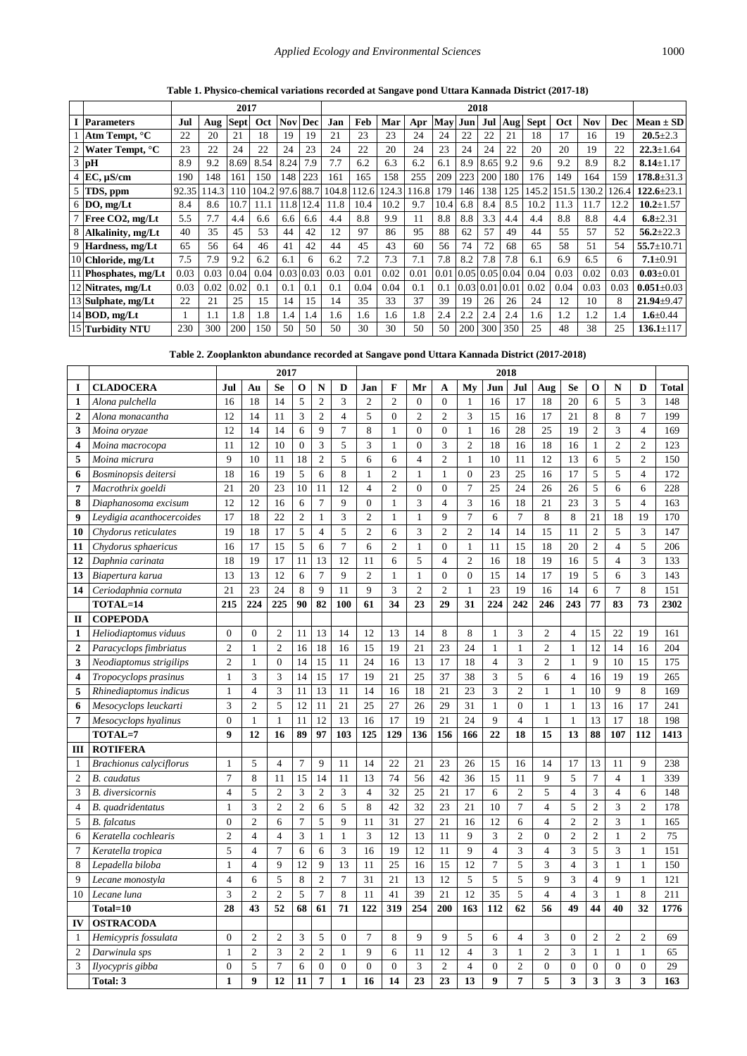**Table 1. Physico-chemical variations recorded at Sangave pond Uttara Kannada District (2017-18)**

| | | 2017 | | | | | | 2018 | | | | | | | | | | | | |
|---|---|---|---|---|---|---|---|---|---|---|---|---|---|---|---|---|---|---|---|---|
| **I** | **Parameters** | **Jul** | **Aug** | **Sept** | **Oct** | **Nov** | **Dec** | **Jan** | **Feb** | **Mar** | **Apr** | **May** | **Jun** | **Jul** | **Aug** | **Sept** | **Oct** | **Nov** | **Dec** | **Mean ± SD** |
| 1 | **Atm Tempt, °C** | 22 | 20 | 21 | 18 | 19 | 19 | 21 | 23 | 23 | 24 | 24 | 22 | 22 | 21 | 18 | 17 | 16 | 19 | **20.5**±2.3 |
| 2 | **Water Tempt, °C** | 23 | 22 | 24 | 22 | 24 | 23 | 24 | 22 | 20 | 24 | 23 | 24 | 24 | 22 | 20 | 20 | 19 | 22 | **22.3**±1.64 |
| 3 | **pH** | 8.9 | 9.2 | 8.69 | 8.54 | 8.24 | 7.9 | 7.7 | 6.2 | 6.3 | 6.2 | 6.1 | 8.9 | 8.65 | 9.2 | 9.6 | 9.2 | 8.9 | 8.2 | **8.14**±1.17 |
| 4 | **EC, µS/cm** | 190 | 148 | 161 | 150 | 148 | 223 | 161 | 165 | 158 | 255 | 209 | 223 | 200 | 180 | 176 | 149 | 164 | 159 | **178.8**±31.3 |
| 5 | **TDS, ppm** | 92.35 | 114.3 | 110 | 104.2 | 97.6 | 88.7 | 104.8 | 112.6 | 124.3 | 116.8 | 179 | 146 | 138 | 125 | 145.2 | 151.5 | 130.2 | 126.4 | **122.6**±23.1 |
| 6 | **DO, mg/Lt** | 8.4 | 8.6 | 10.7 | 11.1 | 11.8 | 12.4 | 11.8 | 10.4 | 10.2 | 9.7 | 10.4 | 6.8 | 8.4 | 8.5 | 10.2 | 11.3 | 11.7 | 12.2 | **10.2**±1.57 |
| 7 | **Free CO2, mg/Lt** | 5.5 | 7.7 | 4.4 | 6.6 | 6.6 | 6.6 | 4.4 | 8.8 | 9.9 | 11 | 8.8 | 8.8 | 3.3 | 4.4 | 4.4 | 8.8 | 8.8 | 4.4 | **6.8**±2.31 |
| 8 | **Alkalinity, mg/Lt** | 40 | 35 | 45 | 53 | 44 | 42 | 12 | 97 | 86 | 95 | 88 | 62 | 57 | 49 | 44 | 55 | 57 | 52 | **56.2**±22.3 |
| 9 | **Hardness, mg/Lt** | 65 | 56 | 64 | 46 | 41 | 42 | 44 | 45 | 43 | 60 | 56 | 74 | 72 | 68 | 65 | 58 | 51 | 54 | **55.7**±10.71 |
| 10 | **Chloride, mg/Lt** | 7.5 | 7.9 | 9.2 | 6.2 | 6.1 | 6 | 6.2 | 7.2 | 7.3 | 7.1 | 7.8 | 8.2 | 7.8 | 7.8 | 6.1 | 6.9 | 6.5 | 6 | **7.1**±0.91 |
| 11 | **Phosphates, mg/Lt** | 0.03 | 0.03 | 0.04 | 0.04 | 0.03 | 0.03 | 0.03 | 0.01 | 0.02 | 0.01 | 0.01 | 0.05 | 0.05 | 0.04 | 0.04 | 0.03 | 0.02 | 0.03 | **0.03**±0.01 |
| 12 | **Nitrates, mg/Lt** | 0.03 | 0.02 | 0.02 | 0.1 | 0.1 | 0.1 | 0.1 | 0.04 | 0.04 | 0.1 | 0.1 | 0.03 | 0.01 | 0.01 | 0.02 | 0.04 | 0.03 | 0.03 | **0.051**±0.03 |
| 13 | **Sulphate, mg/Lt** | 22 | 21 | 25 | 15 | 14 | 15 | 14 | 35 | 33 | 37 | 39 | 19 | 26 | 26 | 24 | 12 | 10 | 8 | **21.94**±9.47 |
| 14 | **BOD, mg/Lt** | 1 | 1.1 | 1.8 | 1.8 | 1.4 | 1.4 | 1.6 | 1.6 | 1.6 | 1.8 | 2.4 | 2.2 | 2.4 | 2.4 | 1.6 | 1.2 | 1.2 | 1.4 | **1.6**±0.44 |
| 15 | **Turbidity NTU** | 230 | 300 | 200 | 150 | 50 | 50 | 50 | 30 | 30 | 50 | 50 | 200 | 300 | 350 | 25 | 48 | 38 | 25 | **136.1**±117 |

**Table 2. Zooplankton abundance recorded at Sangave pond Uttara Kannada District (2017-2018)**

| | | 2017 | | | | | | 2018 | | | | | | | | | | | | |
|---|---|---|---|---|---|---|---|---|---|---|---|---|---|---|---|---|---|---|---|---|
| **I** | **CLADOCERA** | **Jul** | **Au** | **Se** | **O** | **N** | **D** | **Jan** | **F** | **Mr** | **A** | **My** | **Jun** | **Jul** | **Aug** | **Se** | **O** | **N** | **D** | **Total** |
| **1** | *Alona pulchella* | 16 | 18 | 14 | 5 | 2 | 3 | 2 | 2 | 0 | 0 | 1 | 16 | 17 | 18 | 20 | 6 | 5 | 3 | 148 |
| **2** | *Alona monacantha* | 12 | 14 | 11 | 3 | 2 | 4 | 5 | 0 | 2 | 2 | 3 | 15 | 16 | 17 | 21 | 8 | 8 | 7 | 199 |
| **3** | *Moina oryzae* | 12 | 14 | 14 | 6 | 9 | 7 | 8 | 1 | 0 | 0 | 1 | 16 | 28 | 25 | 19 | 2 | 3 | 4 | 169 |
| **4** | *Moina macrocopa* | 11 | 12 | 10 | 0 | 3 | 5 | 3 | 1 | 0 | 3 | 2 | 18 | 16 | 18 | 16 | 1 | 2 | 2 | 123 |
| **5** | *Moina micrura* | 9 | 10 | 11 | 18 | 2 | 5 | 6 | 6 | 4 | 2 | 1 | 10 | 11 | 12 | 13 | 6 | 5 | 2 | 150 |
| **6** | *Bosminopsis deitersi* | 18 | 16 | 19 | 5 | 6 | 8 | 1 | 2 | 1 | 1 | 0 | 23 | 25 | 16 | 17 | 5 | 5 | 4 | 172 |
| **7** | *Macrothrix goeldi* | 21 | 20 | 23 | 10 | 11 | 12 | 4 | 2 | 0 | 0 | 7 | 25 | 24 | 26 | 26 | 5 | 6 | 6 | 228 |
| **8** | *Diaphanosoma excisum* | 12 | 12 | 16 | 6 | 7 | 9 | 0 | 1 | 3 | 4 | 3 | 16 | 18 | 21 | 23 | 3 | 5 | 4 | 163 |
| **9** | *Leydigia acanthocercoides* | 17 | 18 | 22 | 2 | 1 | 3 | 2 | 1 | 1 | 9 | 7 | 6 | 7 | 8 | 8 | 21 | 18 | 19 | 170 |
| **10** | *Chydorus reticulates* | 19 | 18 | 17 | 5 | 4 | 5 | 2 | 6 | 3 | 2 | 2 | 14 | 14 | 15 | 11 | 2 | 5 | 3 | 147 |
| **11** | *Chydorus sphaericus* | 16 | 17 | 15 | 5 | 6 | 7 | 6 | 2 | 1 | 0 | 1 | 11 | 15 | 18 | 20 | 2 | 4 | 5 | 206 |
| **12** | *Daphnia carinata* | 18 | 19 | 17 | 11 | 13 | 12 | 11 | 6 | 5 | 4 | 2 | 16 | 18 | 19 | 16 | 5 | 4 | 3 | 133 |
| **13** | *Biapertura karua* | 13 | 13 | 12 | 6 | 7 | 9 | 2 | 1 | 1 | 0 | 0 | 15 | 14 | 17 | 19 | 5 | 6 | 3 | 143 |
| **14** | *Ceriodaphnia cornuta* | 21 | 23 | 24 | 8 | 9 | 11 | 9 | 3 | 2 | 2 | 1 | 23 | 19 | 16 | 14 | 6 | 7 | 8 | 151 |
| | **TOTAL=14** | **215** | **224** | **225** | **90** | **82** | **100** | **61** | **34** | **23** | **29** | **31** | **224** | **242** | **246** | **243** | **77** | **83** | **73** | **2302** |
| **II** | **COPEPODA** | | | | | | | | | | | | | | | | | | | |
| **1** | *Heliodiaptomus viduus* | 0 | 0 | 2 | 11 | 13 | 14 | 12 | 13 | 14 | 8 | 8 | 1 | 3 | 2 | 4 | 15 | 22 | 19 | 161 |
| **2** | *Paracyclops fimbriatus* | 2 | 1 | 2 | 16 | 18 | 16 | 15 | 19 | 21 | 23 | 24 | 1 | 1 | 2 | 1 | 12 | 14 | 16 | 204 |
| **3** | *Neodiaptomus strigilips* | 2 | 1 | 0 | 14 | 15 | 11 | 24 | 16 | 13 | 17 | 18 | 4 | 3 | 2 | 1 | 9 | 10 | 15 | 175 |
| **4** | *Tropocyclops prasinus* | 1 | 3 | 3 | 14 | 15 | 17 | 19 | 21 | 25 | 37 | 38 | 3 | 5 | 6 | 4 | 16 | 19 | 19 | 265 |
| **5** | *Rhinediaptomus indicus* | 1 | 4 | 3 | 11 | 13 | 11 | 14 | 16 | 18 | 21 | 23 | 3 | 2 | 1 | 1 | 10 | 9 | 8 | 169 |
| **6** | *Mesocyclops leuckarti* | 3 | 2 | 5 | 12 | 11 | 21 | 25 | 27 | 26 | 29 | 31 | 1 | 0 | 1 | 1 | 13 | 16 | 17 | 241 |
| **7** | *Mesocyclops hyalinus* | 0 | 1 | 1 | 11 | 12 | 13 | 16 | 17 | 19 | 21 | 24 | 9 | 4 | 1 | 1 | 13 | 17 | 18 | 198 |
| | **TOTAL=7** | **9** | **12** | **16** | **89** | **97** | **103** | **125** | **129** | **136** | **156** | **166** | **22** | **18** | **15** | **13** | **88** | **107** | **112** | **1413** |
| **III** | **ROTIFERA** | | | | | | | | | | | | | | | | | | | |
| 1 | *Brachionus calyciflorus* | 1 | 5 | 4 | 7 | 9 | 11 | 14 | 22 | 21 | 23 | 26 | 15 | 16 | 14 | 17 | 13 | 11 | 9 | 238 |
| 2 | *B. caudatus* | 7 | 8 | 11 | 15 | 14 | 11 | 13 | 74 | 56 | 42 | 36 | 15 | 11 | 9 | 5 | 7 | 4 | 1 | 339 |
| 3 | *B. diversicornis* | 4 | 5 | 2 | 3 | 2 | 3 | 4 | 32 | 25 | 21 | 17 | 6 | 2 | 5 | 4 | 3 | 4 | 6 | 148 |
| 4 | *B. quadridentatus* | 1 | 3 | 2 | 2 | 6 | 5 | 8 | 42 | 32 | 23 | 21 | 10 | 7 | 4 | 5 | 2 | 3 | 2 | 178 |
| 5 | *B. falcatus* | 0 | 2 | 6 | 7 | 5 | 9 | 11 | 31 | 27 | 21 | 16 | 12 | 6 | 4 | 2 | 2 | 3 | 1 | 165 |
| 6 | *Keratella cochlearis* | 2 | 4 | 4 | 3 | 1 | 1 | 3 | 12 | 13 | 11 | 9 | 3 | 2 | 0 | 2 | 2 | 1 | 2 | 75 |
| 7 | *Keratella tropica* | 5 | 4 | 7 | 6 | 6 | 3 | 16 | 19 | 12 | 11 | 9 | 4 | 3 | 4 | 3 | 5 | 3 | 1 | 151 |
| 8 | *Lepadella biloba* | 1 | 4 | 9 | 12 | 9 | 13 | 11 | 25 | 16 | 15 | 12 | 7 | 5 | 3 | 4 | 3 | 1 | 1 | 150 |
| 9 | *Lecane monostyla* | 4 | 6 | 5 | 8 | 2 | 7 | 31 | 21 | 13 | 12 | 5 | 5 | 5 | 9 | 3 | 4 | 9 | 1 | 121 |
| 10 | *Lecane luna* | 3 | 2 | 2 | 5 | 7 | 8 | 11 | 41 | 39 | 21 | 12 | 35 | 5 | 4 | 4 | 3 | 1 | 8 | 211 |
| | **Total=10** | **28** | **43** | **52** | **68** | **61** | **71** | **122** | **319** | **254** | **200** | **163** | **112** | **62** | **56** | **49** | **44** | **40** | **32** | **1776** |
| **IV** | **OSTRACODA** | | | | | | | | | | | | | | | | | | | |
| 1 | *Hemicypris fossulata* | 0 | 2 | 2 | 3 | 5 | 0 | 7 | 8 | 9 | 9 | 5 | 6 | 4 | 3 | 0 | 2 | 2 | 2 | 69 |
| 2 | *Darwinula sps* | 1 | 2 | 3 | 2 | 2 | 1 | 9 | 6 | 11 | 12 | 4 | 3 | 1 | 2 | 3 | 1 | 1 | 1 | 65 |
| 3 | *Ilyocypris gibba* | 0 | 5 | 7 | 6 | 0 | 0 | 0 | 0 | 3 | 2 | 4 | 0 | 2 | 0 | 0 | 0 | 0 | 0 | 29 |
| | **Total: 3** | **1** | **9** | **12** | **11** | **7** | **1** | **16** | **14** | **23** | **23** | **13** | **9** | **7** | **5** | **3** | **3** | **3** | **3** | **163** |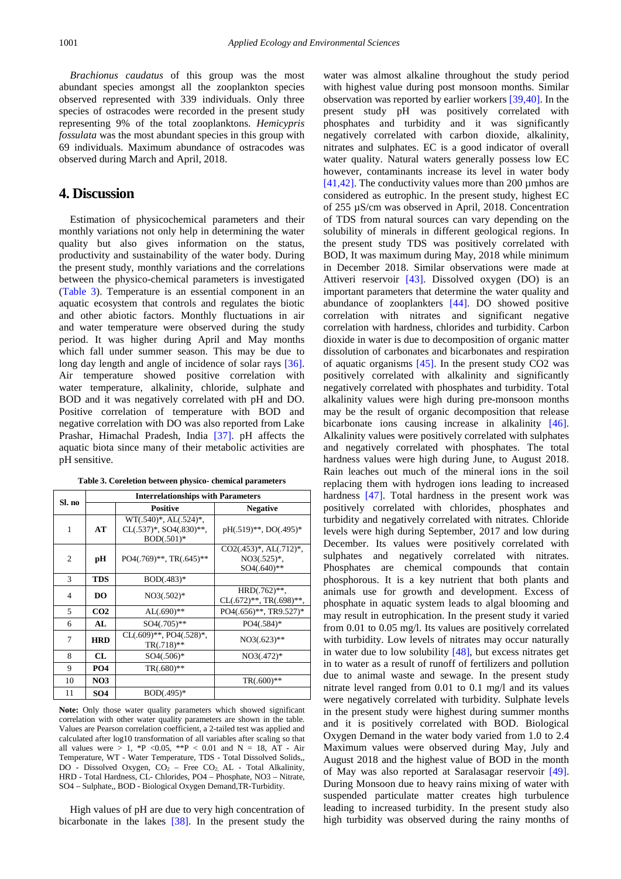*Brachionus caudatus* of this group was the most abundant species amongst all the zooplankton species observed represented with 339 individuals. Only three species of ostracodes were recorded in the present study representing 9% of the total zooplanktons. *Hemicypris fossulata* was the most abundant species in this group with 69 individuals. Maximum abundance of ostracodes was observed during March and April, 2018.

## 4. Discussion

Estimation of physicochemical parameters and their monthly variations not only help in determining the water quality but also gives information on the status, productivity and sustainability of the water body. During the present study, monthly variations and the correlations between the physico-chemical parameters is investigated (Table 3). Temperature is an essential component in an aquatic ecosystem that controls and regulates the biotic and other abiotic factors. Monthly fluctuations in air and water temperature were observed during the study period. It was higher during April and May months which fall under summer season. This may be due to long day length and angle of incidence of solar rays [36]. Air temperature showed positive correlation with water temperature, alkalinity, chloride, sulphate and BOD and it was negatively correlated with pH and DO. Positive correlation of temperature with BOD and negative correlation with DO was also reported from Lake Prashar, Himachal Pradesh, India [37]. pH affects the aquatic biota since many of their metabolic activities are pH sensitive.

**Table 3. Coreletion between physico- chemical parameters**

| Sl. no | Interrelationships with Parameters | | |
|---|---|---|---|
| | | Positive | Negative |
| 1 | **AT** | WT(.540)*, AL(.524)*, CL(.537)*, SO4(.830)**, BOD(.501)* | pH(.519)**, DO(.495)* |
| 2 | **pH** | PO4(.769)**, TR(.645)** | CO2(.453)*, AL(.712)*, NO3(.525)*, SO4(.640)** |
| 3 | **TDS** | BOD(.483)* | |
| 4 | **DO** | NO3(.502)* | HRD(.762)**, CL(.672)**, TR(.698)**, |
| 5 | **CO2** | AL(.690)** | PO4(.656)**, TR9.527)* |
| 6 | **AL** | SO4(.705)** | PO4(.584)* |
| 7 | **HRD** | CL(.609)**, PO4(.528)*, TR(.718)** | NO3(.623)** |
| 8 | **CL** | SO4(.506)* | NO3(.472)* |
| 9 | **PO4** | TR(.680)** | |
| 10 | **NO3** | | TR(.600)** |
| 11 | **SO4** | BOD(.495)* | |

**Note:** Only those water quality parameters which showed significant correlation with other water quality parameters are shown in the table. Values are Pearson correlation coefficient, a 2-tailed test was applied and calculated after log10 transformation of all variables after scaling so that all values were > 1, *P <0.05, **P < 0.01 and N = 18, AT - Air Temperature, WT - Water Temperature, TDS - Total Dissolved Solids,, DO - Dissolved Oxygen, $CO_2$ – Free $CO_2$, AL - Total Alkalinity, HRD - Total Hardness, CL- Chlorides, PO4 – Phosphate, NO3 – Nitrate, SO4 – Sulphate,, BOD - Biological Oxygen Demand,TR-Turbidity.

High values of pH are due to very high concentration of bicarbonate in the lakes [38]. In the present study the water was almost alkaline throughout the study period with highest value during post monsoon months. Similar observation was reported by earlier workers [39,40]. In the present study pH was positively correlated with phosphates and turbidity and it was significantly negatively correlated with carbon dioxide, alkalinity, nitrates and sulphates. EC is a good indicator of overall water quality. Natural waters generally possess low EC however, contaminants increase its level in water body [41,42]. The conductivity values more than 200 µmhos are considered as eutrophic. In the present study, highest EC of 255 µS/cm was observed in April, 2018. Concentration of TDS from natural sources can vary depending on the solubility of minerals in different geological regions. In the present study TDS was positively correlated with BOD, It was maximum during May, 2018 while minimum in December 2018. Similar observations were made at Attiveri reservoir [43]. Dissolved oxygen (DO) is an important parameters that determine the water quality and abundance of zooplankters [44]. DO showed positive correlation with nitrates and significant negative correlation with hardness, chlorides and turbidity. Carbon dioxide in water is due to decomposition of organic matter dissolution of carbonates and bicarbonates and respiration of aquatic organisms [45]. In the present study CO2 was positively correlated with alkalinity and significantly negatively correlated with phosphates and turbidity. Total alkalinity values were high during pre-monsoon months may be the result of organic decomposition that release bicarbonate ions causing increase in alkalinity [46]. Alkalinity values were positively correlated with sulphates and negatively correlated with phosphates. The total hardness values were high during June, to August 2018. Rain leaches out much of the mineral ions in the soil replacing them with hydrogen ions leading to increased hardness [47]. Total hardness in the present work was positively correlated with chlorides, phosphates and turbidity and negatively correlated with nitrates. Chloride levels were high during September, 2017 and low during December. Its values were positively correlated with sulphates and negatively correlated with nitrates. Phosphates are chemical compounds that contain phosphorous. It is a key nutrient that both plants and animals use for growth and development. Excess of phosphate in aquatic system leads to algal blooming and may result in eutrophication. In the present study it varied from 0.01 to 0.05 mg/l. Its values are positively correlated with turbidity. Low levels of nitrates may occur naturally in water due to low solubility [48], but excess nitrates get in to water as a result of runoff of fertilizers and pollution due to animal waste and sewage. In the present study nitrate level ranged from 0.01 to 0.1 mg/l and its values were negatively correlated with turbidity. Sulphate levels in the present study were highest during summer months and it is positively correlated with BOD. Biological Oxygen Demand in the water body varied from 1.0 to 2.4 Maximum values were observed during May, July and August 2018 and the highest value of BOD in the month of May was also reported at Saralasagar reservoir [49]. During Monsoon due to heavy rains mixing of water with suspended particulate matter creates high turbulence leading to increased turbidity. In the present study also high turbidity was observed during the rainy months of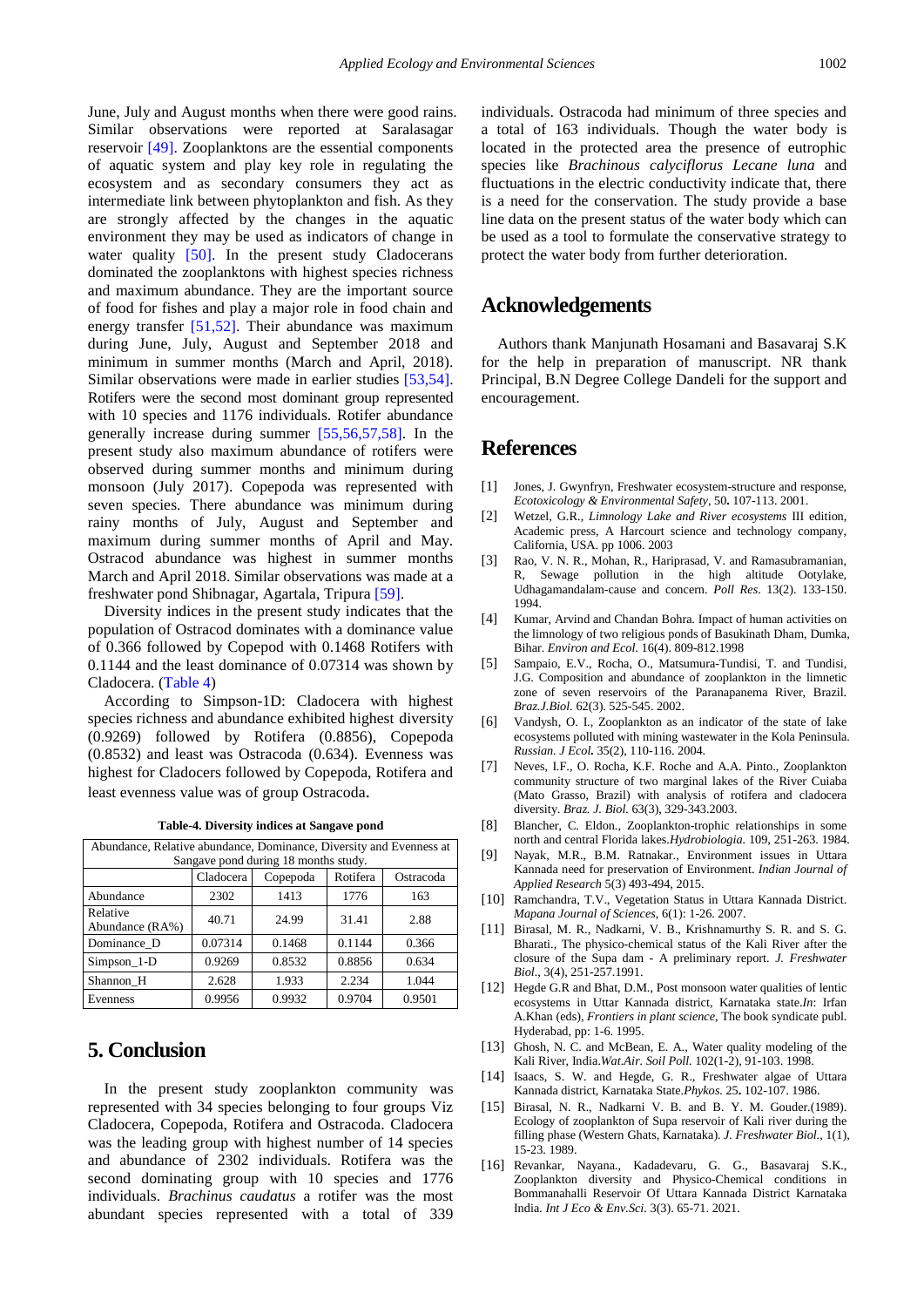June, July and August months when there were good rains. Similar observations were reported at Saralasagar reservoir [49]. Zooplanktons are the essential components of aquatic system and play key role in regulating the ecosystem and as secondary consumers they act as intermediate link between phytoplankton and fish. As they are strongly affected by the changes in the aquatic environment they may be used as indicators of change in water quality [50]. In the present study Cladocerans dominated the zooplanktons with highest species richness and maximum abundance. They are the important source of food for fishes and play a major role in food chain and energy transfer [51,52]. Their abundance was maximum during June, July, August and September 2018 and minimum in summer months (March and April, 2018). Similar observations were made in earlier studies [53,54]. Rotifers were the second most dominant group represented with 10 species and 1176 individuals. Rotifer abundance generally increase during summer [55,56,57,58]. In the present study also maximum abundance of rotifers were observed during summer months and minimum during monsoon (July 2017). Copepoda was represented with seven species. There abundance was minimum during rainy months of July, August and September and maximum during summer months of April and May. Ostracod abundance was highest in summer months March and April 2018. Similar observations was made at a freshwater pond Shibnagar, Agartala, Tripura [59].

Diversity indices in the present study indicates that the population of Ostracod dominates with a dominance value of 0.366 followed by Copepod with 0.1468 Rotifers with 0.1144 and the least dominance of 0.07314 was shown by Cladocera. (Table 4)

According to Simpson-1D: Cladocera with highest species richness and abundance exhibited highest diversity (0.9269) followed by Rotifera (0.8856), Copepoda (0.8532) and least was Ostracoda (0.634). Evenness was highest for Cladocers followed by Copepoda, Rotifera and least evenness value was of group Ostracoda.

**Table-4. Diversity indices at Sangave pond**

| Abundance, Relative abundance, Dominance, Diversity and Evenness at Sangave pond during 18 months study. | | | | |
|---|---|---|---|---|
| | Cladocera | Copepoda | Rotifera | Ostracoda |
| Abundance | 2302 | 1413 | 1776 | 163 |
| Relative Abundance (RA%) | 40.71 | 24.99 | 31.41 | 2.88 |
| Dominance_D | 0.07314 | 0.1468 | 0.1144 | 0.366 |
| Simpson_1-D | 0.9269 | 0.8532 | 0.8856 | 0.634 |
| Shannon_H | 2.628 | 1.933 | 2.234 | 1.044 |
| Evenness | 0.9956 | 0.9932 | 0.9704 | 0.9501 |

## 5. Conclusion

In the present study zooplankton community was represented with 34 species belonging to four groups Viz Cladocera, Copepoda, Rotifera and Ostracoda. Cladocera was the leading group with highest number of 14 species and abundance of 2302 individuals. Rotifera was the second dominating group with 10 species and 1776 individuals. *Brachinus caudatus* a rotifer was the most abundant species represented with a total of 339 individuals. Ostracoda had minimum of three species and a total of 163 individuals. Though the water body is located in the protected area the presence of eutrophic species like *Brachinous calyciflorus Lecane luna* and fluctuations in the electric conductivity indicate that, there is a need for the conservation. The study provide a base line data on the present status of the water body which can be used as a tool to formulate the conservative strategy to protect the water body from further deterioration.

## Acknowledgements

Authors thank Manjunath Hosamani and Basavaraj S.K for the help in preparation of manuscript. NR thank Principal, B.N Degree College Dandeli for the support and encouragement.

## References

[1] Jones, J. Gwynfryn, Freshwater ecosystem-structure and response, *Ecotoxicology & Environmental Safety,* 50**.** 107-113. 2001.

[2] Wetzel, G.R., *Limnology Lake and River ecosystems* III edition, Academic press, A Harcourt science and technology company, California, USA. pp 1006. 2003

[3] Rao, V. N. R., Mohan, R., Hariprasad, V. and Ramasubramanian, R, Sewage pollution in the high altitude Ootylake, Udhagamandalam-cause and concern. *Poll Res*. 13(2). 133-150. 1994.

[4] Kumar, Arvind and Chandan Bohra. Impact of human activities on the limnology of two religious ponds of Basukinath Dham, Dumka, Bihar. *Environ and Ecol*. 16(4). 809-812.1998

[5] Sampaio, E.V., Rocha, O., Matsumura-Tundisi, T. and Tundisi, J.G. Composition and abundance of zooplankton in the limnetic zone of seven reservoirs of the Paranapanema River, Brazil. *Braz.J.Biol.* 62(3). 525-545. 2002.

[6] Vandysh, O. I., Zooplankton as an indicator of the state of lake ecosystems polluted with mining wastewater in the Kola Peninsula. *Russian. J Ecol***.** 35(2), 110-116. 2004.

[7] Neves, I.F., O. Rocha, K.F. Roche and A.A. Pinto., Zooplankton community structure of two marginal lakes of the River Cuiaba (Mato Grasso, Brazil) with analysis of rotifera and cladocera diversity. *Braz. J. Biol.* 63(3), 329-343.2003.

[8] Blancher, C. Eldon., Zooplankton-trophic relationships in some north and central Florida lakes.*Hydrobiologia.* 109, 251-263. 1984.

[9] Nayak, M.R., B.M. Ratnakar., Environment issues in Uttara Kannada need for preservation of Environment. *Indian Journal of Applied Research* 5(3) 493-494, 2015.

[10] Ramchandra, T.V., Vegetation Status in Uttara Kannada District. *Mapana Journal of Sciences,* 6(1): 1-26. 2007.

[11] Birasal, M. R., Nadkarni, V. B., Krishnamurthy S. R. and S. G. Bharati., The physico-chemical status of the Kali River after the closure of the Supa dam - A preliminary report. *J. Freshwater Biol*., 3(4), 251-257.1991.

[12] Hegde G.R and Bhat, D.M., Post monsoon water qualities of lentic ecosystems in Uttar Kannada district, Karnataka state.*In*: Irfan A.Khan (eds), *Frontiers in plant science*, The book syndicate publ. Hyderabad, pp: 1-6. 1995.

[13] Ghosh, N. C. and McBean, E. A., Water quality modeling of the Kali River, India.*Wat.Air. Soil Poll.* 102(1-2), 91-103. 1998.

[14] Isaacs, S. W. and Hegde, G. R., Freshwater algae of Uttara Kannada district, Karnataka State.*Phykos.* 25**.** 102-107. 1986.

[15] Birasal, N. R., Nadkarni V. B. and B. Y. M. Gouder.(1989). Ecology of zooplankton of Supa reservoir of Kali river during the filling phase (Western Ghats, Karnataka). *J. Freshwater Biol.*, 1(1), 15-23. 1989.

[16] Revankar, Nayana., Kadadevaru, G. G., Basavaraj S.K., Zooplankton diversity and Physico-Chemical conditions in Bommanahalli Reservoir Of Uttara Kannada District Karnataka India. *Int J Eco & Env.Sci*. 3(3). 65-71. 2021.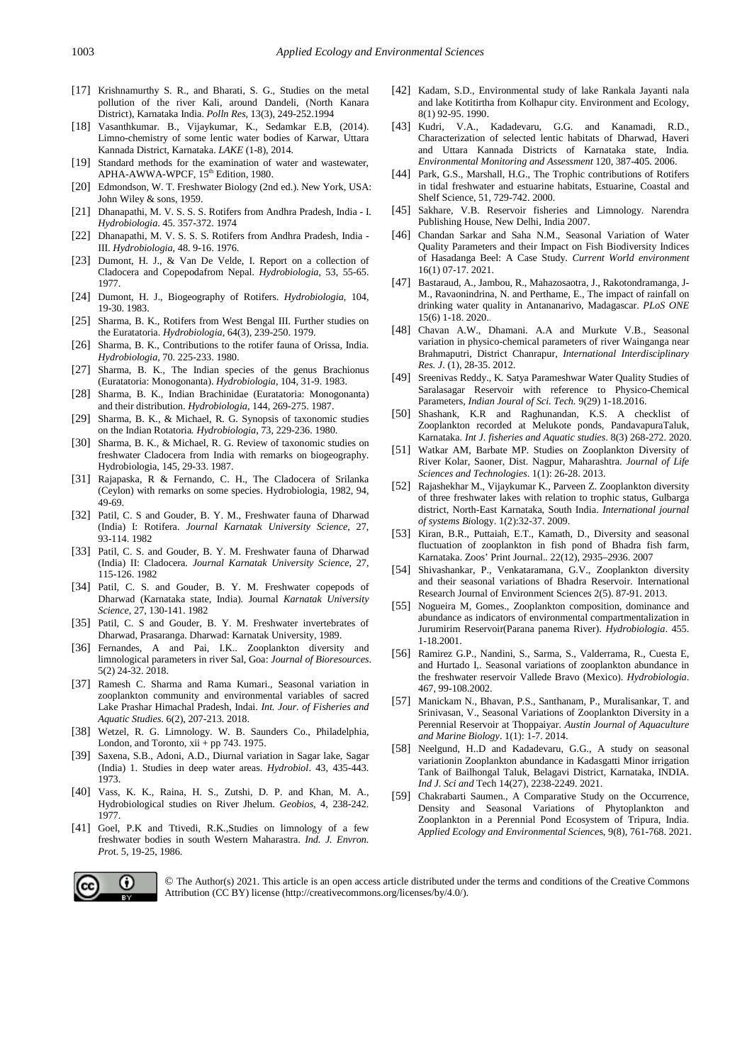[17] Krishnamurthy S. R., and Bharati, S. G., Studies on the metal pollution of the river Kali, around Dandeli, (North Kanara District), Karnataka India. *Polln Res*, 13(3), 249-252.1994

[18] Vasanthkumar. B., Vijaykumar, K., Sedamkar E.B, (2014). Limno-chemistry of some lentic water bodies of Karwar, Uttara Kannada District, Karnataka. *LAKE* (1-8), 2014.

[19] Standard methods for the examination of water and wastewater, APHA-AWWA-WPCF, 15th Edition, 1980.

[20] Edmondson, W. T. Freshwater Biology (2nd ed.). New York, USA: John Wiley & sons, 1959.

[21] Dhanapathi, M. V. S. S. S. Rotifers from Andhra Pradesh, India - I. *Hydrobiologia*. 45. 357-372. 1974

[22] Dhanapathi, M. V. S. S. S. Rotifers from Andhra Pradesh, India - III. *Hydrobiologia*, 48. 9-16. 1976.

[23] Dumont, H. J., & Van De Velde, I. Report on a collection of Cladocera and Copepodafrom Nepal. *Hydrobiologia*, 53, 55-65. 1977.

[24] Dumont, H. J., Biogeography of Rotifers. *Hydrobiologia*, 104, 19-30. 1983.

[25] Sharma, B. K., Rotifers from West Bengal III. Further studies on the Euratatoria. *Hydrobiologia*, 64(3), 239-250. 1979.

[26] Sharma, B. K., Contributions to the rotifer fauna of Orissa, India. *Hydrobiologia*, 70. 225-233. 1980.

[27] Sharma, B. K., The Indian species of the genus Brachionus (Euratatoria: Monogonanta). *Hydrobiologia*, 104, 31-9. 1983.

[28] Sharma, B. K., Indian Brachinidae (Euratatoria: Monogonanta) and their distribution. *Hydrobiologia*, 144, 269-275. 1987.

[29] Sharma, B. K., & Michael, R. G. Synopsis of taxonomic studies on the Indian Rotatoria. *Hydrobiologia*, 73, 229-236. 1980.

[30] Sharma, B. K., & Michael, R. G. Review of taxonomic studies on freshwater Cladocera from India with remarks on biogeography. Hydrobiologia, 145, 29-33. 1987.

[31] Rajapaska, R & Fernando, C. H., The Cladocera of Srilanka (Ceylon) with remarks on some species. Hydrobiologia, 1982, 94, 49-69.

[32] Patil, C. S and Gouder, B. Y. M., Freshwater fauna of Dharwad (India) I: Rotifera. *Journal Karnatak University Science*, 27, 93-114. 1982

[33] Patil, C. S. and Gouder, B. Y. M. Freshwater fauna of Dharwad (India) II: Cladocera. *Journal Karnatak University Science*, 27, 115-126. 1982

[34] Patil, C. S. and Gouder, B. Y. M. Freshwater copepods of Dharwad (Karnataka state, India). Journal *Karnatak University Science*, 27, 130-141. 1982

[35] Patil, C. S and Gouder, B. Y. M. Freshwater invertebrates of Dharwad, Prasaranga. Dharwad: Karnatak University, 1989.

[36] Fernandes, A and Pai, I.K.. Zooplankton diversity and limnological parameters in river Sal, Goa: *Journal of Bioresources*. 5(2) 24-32. 2018.

[37] Ramesh C. Sharma and Rama Kumari., Seasonal variation in zooplankton community and environmental variables of sacred Lake Prashar Himachal Pradesh, Indai. *Int. Jour. of Fisheries and Aquatic Studies.* 6(2), 207-213. 2018.

[38] Wetzel, R. G. Limnology. W. B. Saunders Co., Philadelphia, London, and Toronto, xii + pp 743. 1975.

[39] Saxena, S.B., Adoni, A.D., Diurnal variation in Sagar lake, Sagar (India) 1. Studies in deep water areas. *Hydrobiol*. 43, 435-443. 1973.

[40] Vass, K. K., Raina, H. S., Zutshi, D. P. and Khan, M. A., Hydrobiological studies on River Jhelum. *Geobios*, 4, 238-242. 1977.

[41] Goel, P.K and Ttivedi, R.K.,Studies on limnology of a few freshwater bodies in south Western Maharastra. *Ind. J. Envron. Pro*t. 5, 19-25, 1986.

[42] Kadam, S.D., Environmental study of lake Rankala Jayanti nala and lake Kotitirtha from Kolhapur city. Environment and Ecology, 8(1) 92-95. 1990.

[43] Kudri, V.A., Kadadevaru, G.G. and Kanamadi, R.D., Characterization of selected lentic habitats of Dharwad, Haveri and Uttara Kannada Districts of Karnataka state, India. *Environmental Monitoring and Assessment* 120, 387-405. 2006.

[44] Park, G.S., Marshall, H.G., The Trophic contributions of Rotifers in tidal freshwater and estuarine habitats, Estuarine, Coastal and Shelf Science, 51, 729-742. 2000.

[45] Sakhare, V.B. Reservoir fisheries and Limnology. Narendra Publishing House, New Delhi, India 2007.

[46] Chandan Sarkar and Saha N.M., Seasonal Variation of Water Quality Parameters and their Impact on Fish Biodiversity Indices of Hasadanga Beel: A Case Study. *Current World environment* 16(1) 07-17. 2021.

[47] Bastaraud, A., Jambou, R., Mahazosaotra, J., Rakotondramanga, J-M., Ravaonindrina, N. and Perthame, E., The impact of rainfall on drinking water quality in Antananarivo, Madagascar. *PLoS ONE* 15(6) 1-18. 2020..

[48] Chavan A.W., Dhamani. A.A and Murkute V.B., Seasonal variation in physico-chemical parameters of river Wainganga near Brahmaputri, District Chanrapur, *International Interdisciplinary Res. J*. (1), 28-35. 2012.

[49] Sreenivas Reddy., K. Satya Parameshwar Water Quality Studies of Saralasagar Reservoir with reference to Physico-Chemical Parameters, *Indian Joural of Sci. Tech.* 9(29) 1-18.2016.

[50] Shashank, K.R and Raghunandan, K.S. A checklist of Zooplankton recorded at Melukote ponds, PandavapuraTaluk, Karnataka. *Int J. fisheries and Aquatic studies*. 8(3) 268-272. 2020.

[51] Watkar AM, Barbate MP. Studies on Zooplankton Diversity of River Kolar, Saoner, Dist. Nagpur, Maharashtra. *Journal of Life Sciences and Technologies*. 1(1): 26-28. 2013.

[52] Rajashekhar M., Vijaykumar K., Parveen Z. Zooplankton diversity of three freshwater lakes with relation to trophic status, Gulbarga district, North-East Karnataka, South India. *International journal of systems Bi*ology. 1(2):32-37. 2009.

[53] Kiran, B.R., Puttaiah, E.T., Kamath, D., Diversity and seasonal fluctuation of zooplankton in fish pond of Bhadra fish farm, Karnataka. Zoos' Print Journal.. 22(12), 2935–2936. 2007

[54] Shivashankar, P., Venkataramana, G.V., Zooplankton diversity and their seasonal variations of Bhadra Reservoir. International Research Journal of Environment Sciences 2(5). 87-91. 2013.

[55] Nogueira M, Gomes., Zooplankton composition, dominance and abundance as indicators of environmental compartmentalization in Jurumirim Reservoir(Parana panema River). *Hydrobiologia*. 455. 1-18.2001.

[56] Ramirez G.P., Nandini, S., Sarma, S., Valderrama, R., Cuesta E, and Hurtado I,. Seasonal variations of zooplankton abundance in the freshwater reservoir Vallede Bravo (Mexico). *Hydrobiologia*. 467, 99-108.2002.

[57] Manickam N., Bhavan, P.S., Santhanam, P., Muralisankar, T. and Srinivasan, V., Seasonal Variations of Zooplankton Diversity in a Perennial Reservoir at Thoppaiyar. *Austin Journal of Aquaculture and Marine Biology*. 1(1): 1-7. 2014.

[58] Neelgund, H..D and Kadadevaru, G.G., A study on seasonal variationin Zooplankton abundance in Kadasgatti Minor irrigation Tank of Bailhongal Taluk, Belagavi District, Karnataka, INDIA. *Ind J. Sci and* Tech 14(27), 2238-2249. 2021.

[59] Chakrabarti Saumen., A Comparative Study on the Occurrence, Density and Seasonal Variations of Phytoplankton and Zooplankton in a Perennial Pond Ecosystem of Tripura, India. *Applied Ecology and Environmental Science*s, 9(8), 761-768. 2021.

© The Author(s) 2021. This article is an open access article distributed under the terms and conditions of the Creative Commons Attribution (CC BY) license (http://creativecommons.org/licenses/by/4.0/).